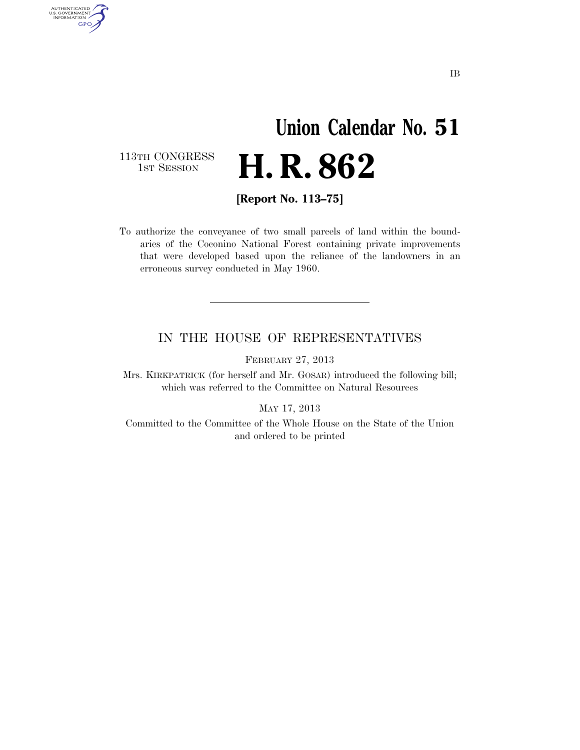IB

# Union Calendar No. 51

113TH CONGRESS
1ST SESSION

# H. R. 862

**[Report No. 113–75]**

To authorize the conveyance of two small parcels of land within the boundaries of the Coconino National Forest containing private improvements that were developed based upon the reliance of the landowners in an erroneous survey conducted in May 1960.

---

## IN THE HOUSE OF REPRESENTATIVES

FEBRUARY 27, 2013

Mrs. KIRKPATRICK (for herself and Mr. GOSAR) introduced the following bill; which was referred to the Committee on Natural Resources

MAY 17, 2013

Committed to the Committee of the Whole House on the State of the Union and ordered to be printed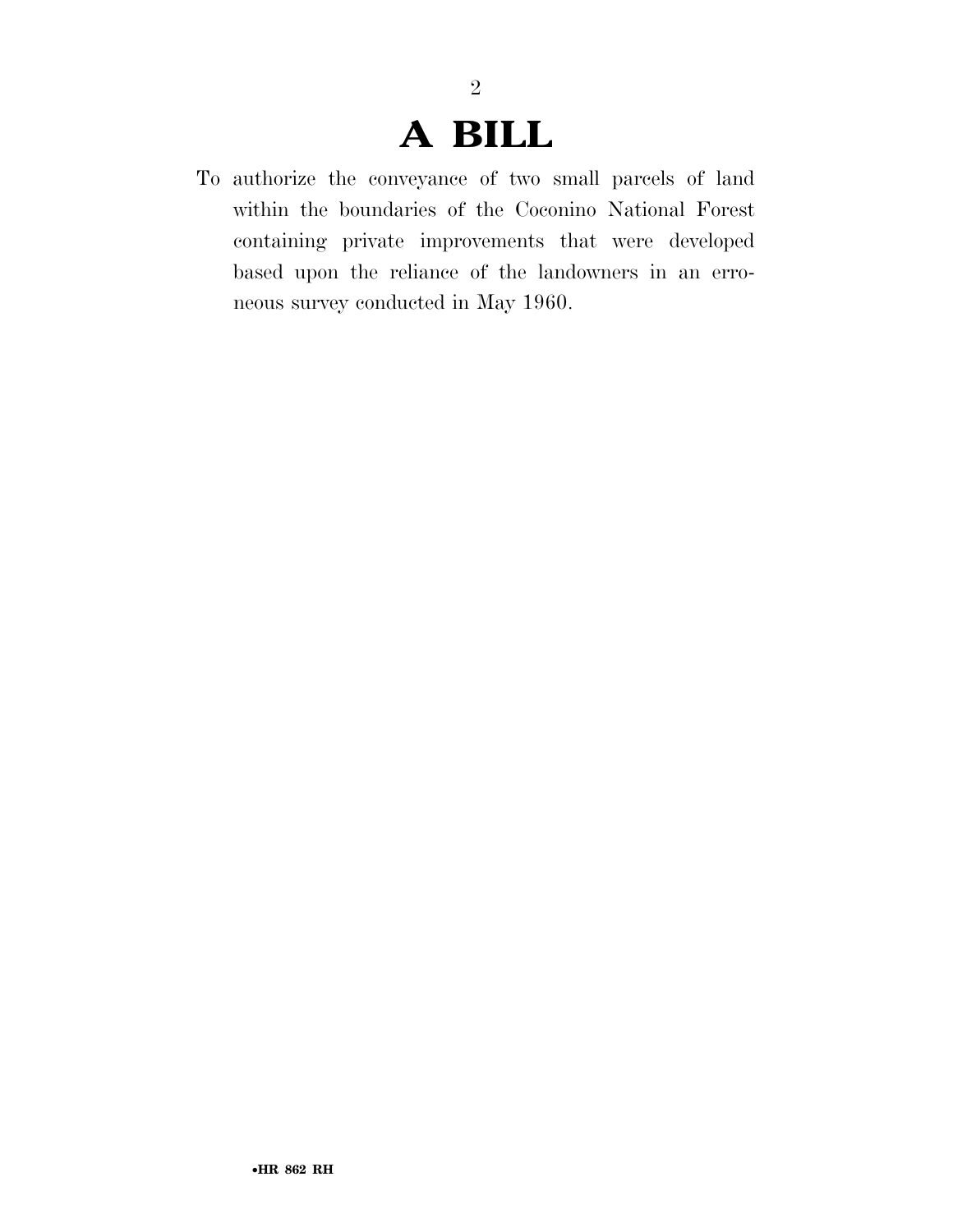# A BILL

To authorize the conveyance of two small parcels of land within the boundaries of the Coconino National Forest containing private improvements that were developed based upon the reliance of the landowners in an erroneous survey conducted in May 1960.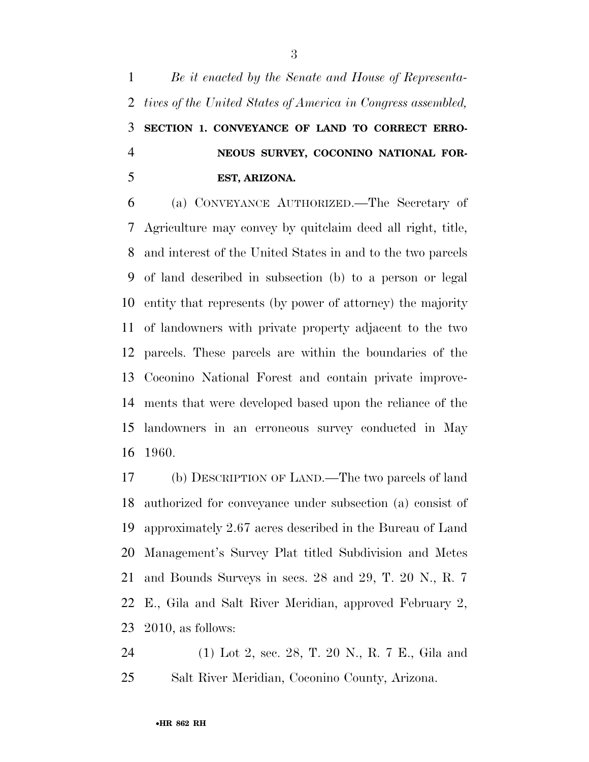*Be it enacted by the Senate and House of Representatives of the United States of America in Congress assembled,*

## SECTION 1. CONVEYANCE OF LAND TO CORRECT ERRONEOUS SURVEY, COCONINO NATIONAL FOREST, ARIZONA.

(a) CONVEYANCE AUTHORIZED.—The Secretary of Agriculture may convey by quitclaim deed all right, title, and interest of the United States in and to the two parcels of land described in subsection (b) to a person or legal entity that represents (by power of attorney) the majority of landowners with private property adjacent to the two parcels. These parcels are within the boundaries of the Coconino National Forest and contain private improvements that were developed based upon the reliance of the landowners in an erroneous survey conducted in May 1960.

(b) DESCRIPTION OF LAND.—The two parcels of land authorized for conveyance under subsection (a) consist of approximately 2.67 acres described in the Bureau of Land Management's Survey Plat titled Subdivision and Metes and Bounds Surveys in secs. 28 and 29, T. 20 N., R. 7 E., Gila and Salt River Meridian, approved February 2, 2010, as follows:

(1) Lot 2, sec. 28, T. 20 N., R. 7 E., Gila and Salt River Meridian, Coconino County, Arizona.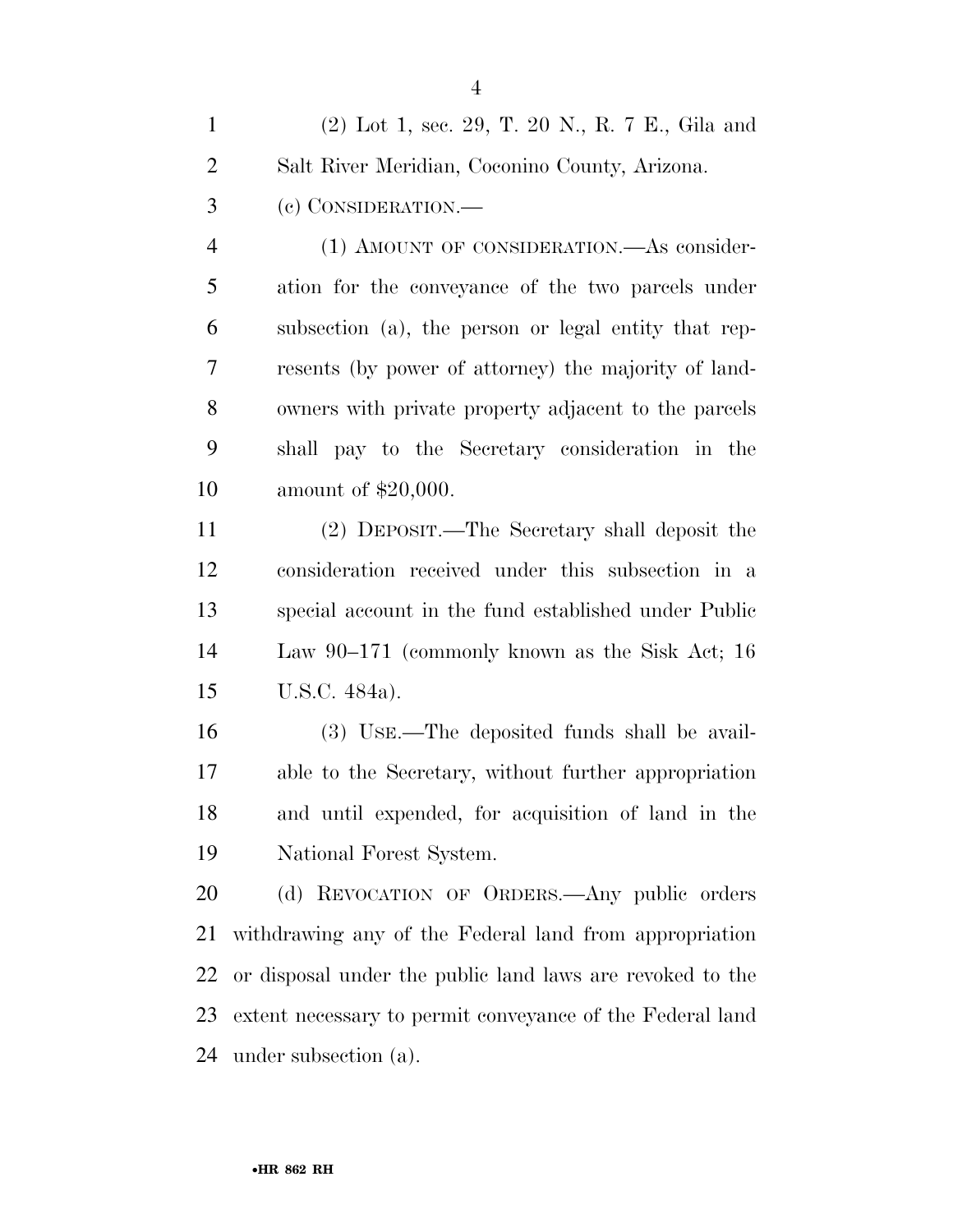(2) Lot 1, sec. 29, T. 20 N., R. 7 E., Gila and Salt River Meridian, Coconino County, Arizona.

(c) CONSIDERATION.—

(1) AMOUNT OF CONSIDERATION.—As consideration for the conveyance of the two parcels under subsection (a), the person or legal entity that represents (by power of attorney) the majority of landowners with private property adjacent to the parcels shall pay to the Secretary consideration in the amount of $20,000.

(2) DEPOSIT.—The Secretary shall deposit the consideration received under this subsection in a special account in the fund established under Public Law 90–171 (commonly known as the Sisk Act; 16 U.S.C. 484a).

(3) USE.—The deposited funds shall be available to the Secretary, without further appropriation and until expended, for acquisition of land in the National Forest System.

(d) REVOCATION OF ORDERS.—Any public orders withdrawing any of the Federal land from appropriation or disposal under the public land laws are revoked to the extent necessary to permit conveyance of the Federal land under subsection (a).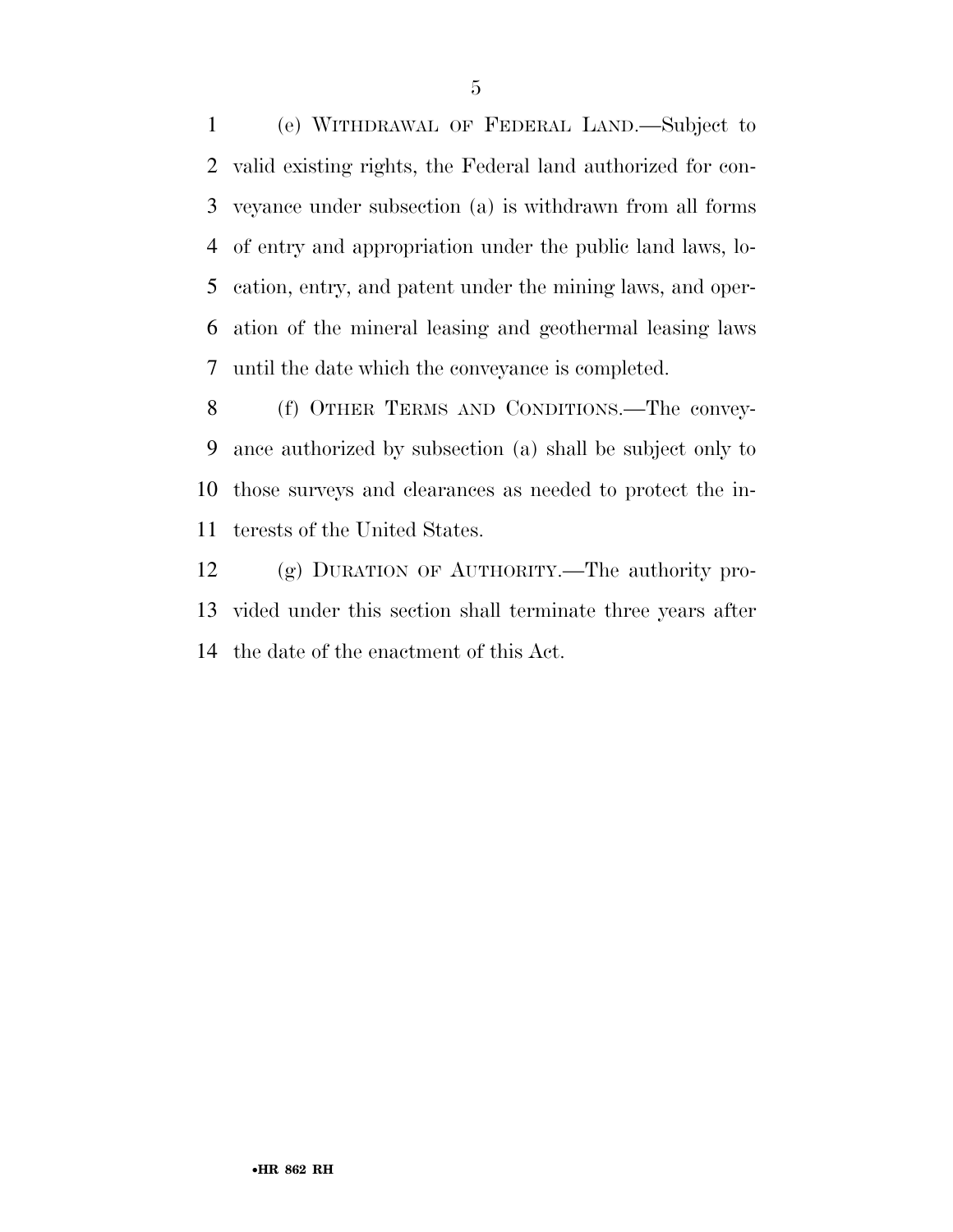(e) WITHDRAWAL OF FEDERAL LAND.—Subject to valid existing rights, the Federal land authorized for conveyance under subsection (a) is withdrawn from all forms of entry and appropriation under the public land laws, location, entry, and patent under the mining laws, and operation of the mineral leasing and geothermal leasing laws until the date which the conveyance is completed.

(f) OTHER TERMS AND CONDITIONS.—The conveyance authorized by subsection (a) shall be subject only to those surveys and clearances as needed to protect the interests of the United States.

(g) DURATION OF AUTHORITY.—The authority provided under this section shall terminate three years after the date of the enactment of this Act.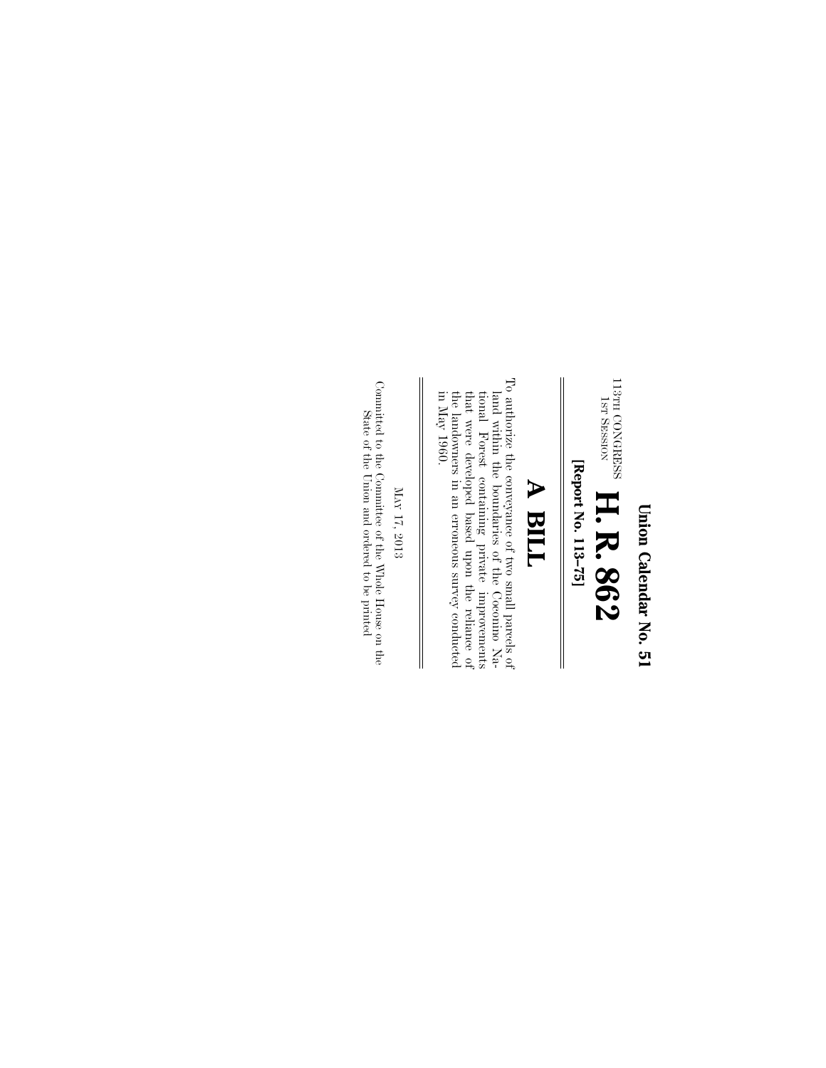Union Calendar No. 51

113TH CONGRESS
1ST SESSION

# H. R. 862

**[Report No. 113–75]**

# A BILL

To authorize the conveyance of two small parcels of land within the boundaries of the Coconino National Forest containing private improvements that were developed based upon the reliance of the landowners in an erroneous survey conducted in May 1960.

MAY 17, 2013

Committed to the Committee of the Whole House on the State of the Union and ordered to be printed